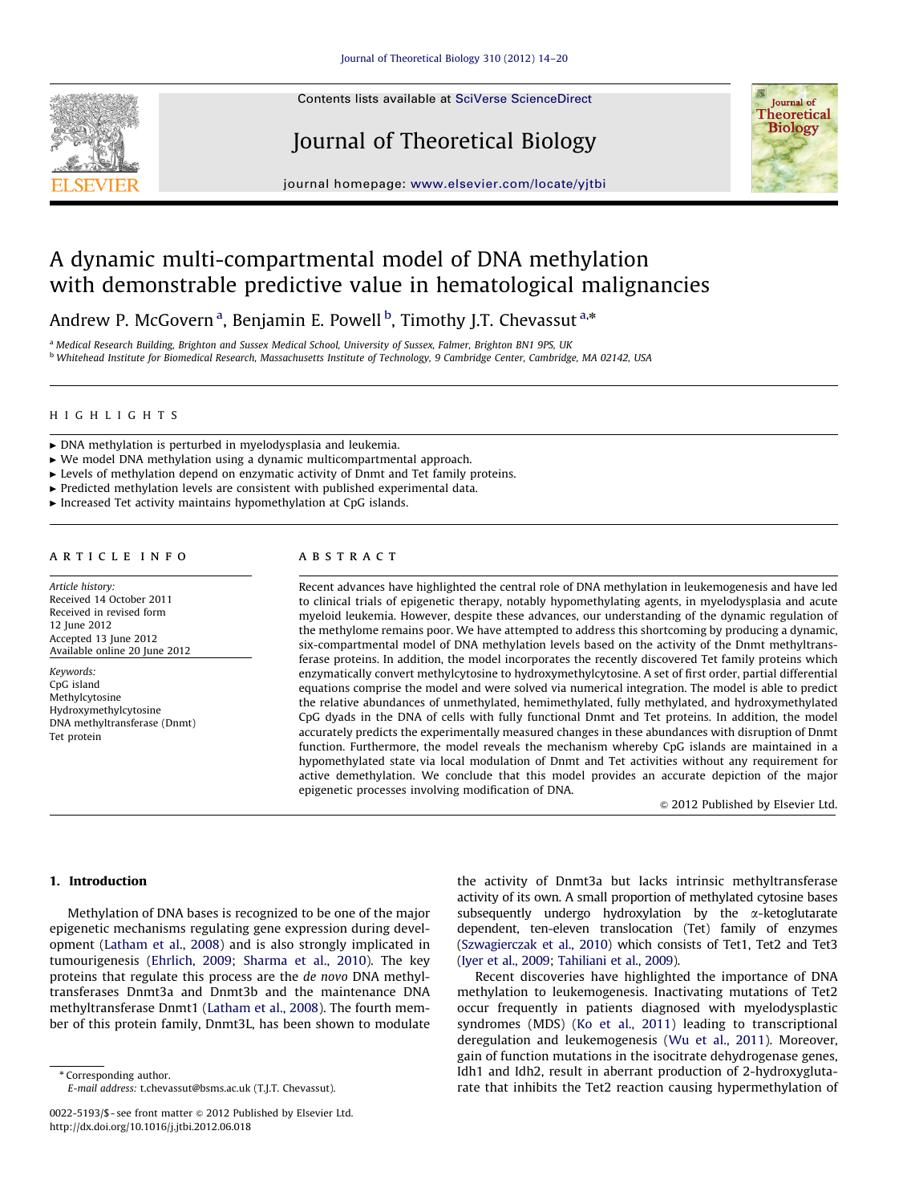# A dynamic multi-compartmental model of DNA methylation with demonstrable predictive value in hematological malignancies

Andrew P. McGovern [a], Benjamin E. Powell [b], Timothy J.T. Chevassut [a,*]

[a] Medical Research Building, Brighton and Sussex Medical School, University of Sussex, Falmer, Brighton BN1 9PS, UK

[b] Whitehead Institute for Biomedical Research, Massachusetts Institute of Technology, 9 Cambridge Center, Cambridge, MA 02142, USA

## HIGHLIGHTS

- DNA methylation is perturbed in myelodysplasia and leukemia.
- We model DNA methylation using a dynamic multicompartmental approach.
- Levels of methylation depend on enzymatic activity of Dnmt and Tet family proteins.
- Predicted methylation levels are consistent with published experimental data.
- Increased Tet activity maintains hypomethylation at CpG islands.

## ARTICLE INFO

*Article history:*
Received 14 October 2011
Received in revised form 12 June 2012
Accepted 13 June 2012
Available online 20 June 2012

*Keywords:*
CpG island
Methylcytosine
Hydroxymethylcytosine
DNA methyltransferase (Dnmt)
Tet protein

## ABSTRACT

Recent advances have highlighted the central role of DNA methylation in leukemogenesis and have led to clinical trials of epigenetic therapy, notably hypomethylating agents, in myelodysplasia and acute myeloid leukemia. However, despite these advances, our understanding of the dynamic regulation of the methylome remains poor. We have attempted to address this shortcoming by producing a dynamic, six-compartmental model of DNA methylation levels based on the activity of the Dnmt methyltransferase proteins. In addition, the model incorporates the recently discovered Tet family proteins which enzymatically convert methylcytosine to hydroxymethylcytosine. A set of first order, partial differential equations comprise the model and were solved via numerical integration. The model is able to predict the relative abundances of unmethylated, hemimethylated, fully methylated, and hydroxymethylated CpG dyads in the DNA of cells with fully functional Dnmt and Tet proteins. In addition, the model accurately predicts the experimentally measured changes in these abundances with disruption of Dnmt function. Furthermore, the model reveals the mechanism whereby CpG islands are maintained in a hypomethylated state via local modulation of Dnmt and Tet activities without any requirement for active demethylation. We conclude that this model provides an accurate depiction of the major epigenetic processes involving modification of DNA.

© 2012 Published by Elsevier Ltd.

## 1. Introduction

Methylation of DNA bases is recognized to be one of the major epigenetic mechanisms regulating gene expression during development (Latham et al., 2008) and is also strongly implicated in tumourigenesis (Ehrlich, 2009; Sharma et al., 2010). The key proteins that regulate this process are the *de novo* DNA methyltransferases Dnmt3a and Dnmt3b and the maintenance DNA methyltransferase Dnmt1 (Latham et al., 2008). The fourth member of this protein family, Dnmt3L, has been shown to modulate the activity of Dnmt3a but lacks intrinsic methyltransferase activity of its own. A small proportion of methylated cytosine bases subsequently undergo hydroxylation by the $\alpha$-ketoglutarate dependent, ten-eleven translocation (Tet) family of enzymes (Szwagierczak et al., 2010) which consists of Tet1, Tet2 and Tet3 (Iyer et al., 2009; Tahiliani et al., 2009).

Recent discoveries have highlighted the importance of DNA methylation to leukemogenesis. Inactivating mutations of Tet2 occur frequently in patients diagnosed with myelodysplastic syndromes (MDS) (Ko et al., 2011) leading to transcriptional deregulation and leukemogenesis (Wu et al., 2011). Moreover, gain of function mutations in the isocitrate dehydrogenase genes, Idh1 and Idh2, result in aberrant production of 2-hydroxyglutarate that inhibits the Tet2 reaction causing hypermethylation of

* Corresponding author.
E-mail address: t.chevassut@bsms.ac.uk (T.J.T. Chevassut).

0022-5193/$ - see front matter © 2012 Published by Elsevier Ltd.
http://dx.doi.org/10.1016/j.jtbi.2012.06.018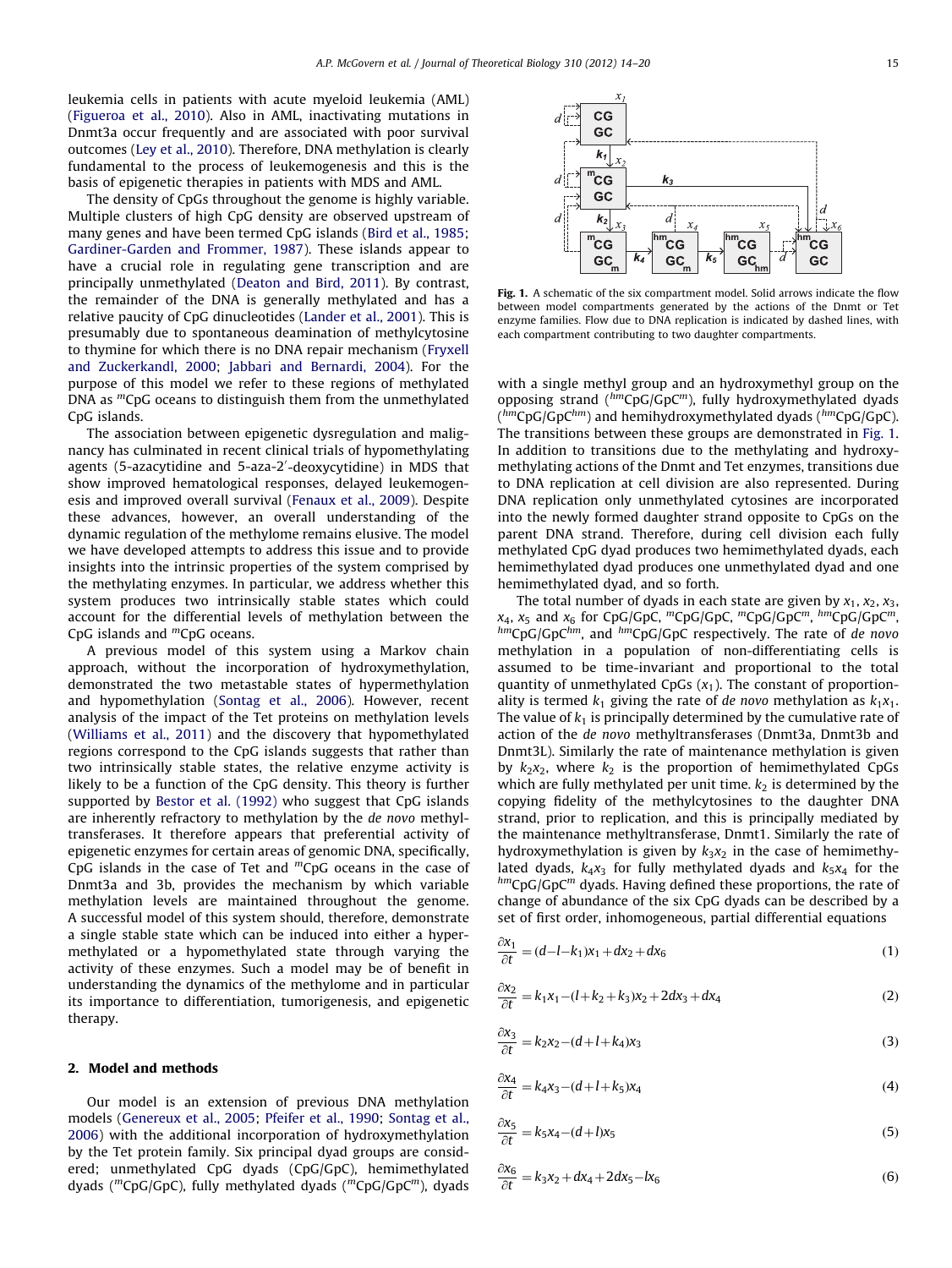leukemia cells in patients with acute myeloid leukemia (AML) (Figueroa et al., 2010). Also in AML, inactivating mutations in Dnmt3a occur frequently and are associated with poor survival outcomes (Ley et al., 2010). Therefore, DNA methylation is clearly fundamental to the process of leukemogenesis and this is the basis of epigenetic therapies in patients with MDS and AML.

The density of CpGs throughout the genome is highly variable. Multiple clusters of high CpG density are observed upstream of many genes and have been termed CpG islands (Bird et al., 1985; Gardiner-Garden and Frommer, 1987). These islands appear to have a crucial role in regulating gene transcription and are principally unmethylated (Deaton and Bird, 2011). By contrast, the remainder of the DNA is generally methylated and has a relative paucity of CpG dinucleotides (Lander et al., 2001). This is presumably due to spontaneous deamination of methylcytosine to thymine for which there is no DNA repair mechanism (Fryxell and Zuckerkandl, 2000; Jabbari and Bernardi, 2004). For the purpose of this model we refer to these regions of methylated DNA as $^{m}$CpG oceans to distinguish them from the unmethylated CpG islands.

The association between epigenetic dysregulation and malignancy has culminated in recent clinical trials of hypomethylating agents (5-azacytidine and 5-aza-2′-deoxycytidine) in MDS that show improved hematological responses, delayed leukemogenesis and improved overall survival (Fenaux et al., 2009). Despite these advances, however, an overall understanding of the dynamic regulation of the methylome remains elusive. The model we have developed attempts to address this issue and to provide insights into the intrinsic properties of the system comprised by the methylating enzymes. In particular, we address whether this system produces two intrinsically stable states which could account for the differential levels of methylation between the CpG islands and $^{m}$CpG oceans.

A previous model of this system using a Markov chain approach, without the incorporation of hydroxymethylation, demonstrated the two metastable states of hypermethylation and hypomethylation (Sontag et al., 2006). However, recent analysis of the impact of the Tet proteins on methylation levels (Williams et al., 2011) and the discovery that hypomethylated regions correspond to the CpG islands suggests that rather than two intrinsically stable states, the relative enzyme activity is likely to be a function of the CpG density. This theory is further supported by Bestor et al. (1992) who suggest that CpG islands are inherently refractory to methylation by the *de novo* methyltransferases. It therefore appears that preferential activity of epigenetic enzymes for certain areas of genomic DNA, specifically, CpG islands in the case of Tet and $^{m}$CpG oceans in the case of Dnmt3a and 3b, provides the mechanism by which variable methylation levels are maintained throughout the genome. A successful model of this system should, therefore, demonstrate a single stable state which can be induced into either a hypermethylated or a hypomethylated state through varying the activity of these enzymes. Such a model may be of benefit in understanding the dynamics of the methylome and in particular its importance to differentiation, tumorigenesis, and epigenetic therapy.

## 2. Model and methods

Our model is an extension of previous DNA methylation models (Genereux et al., 2005; Pfeifer et al., 1990; Sontag et al., 2006) with the additional incorporation of hydroxymethylation by the Tet protein family. Six principal dyad groups are considered; unmethylated CpG dyads (CpG/GpC), hemimethylated dyads ($^{m}$CpG/GpC), fully methylated dyads ($^{m}$CpG/GpC$^{m}$), dyads with a single methyl group and an hydroxymethyl group on the opposing strand ($^{hm}$CpG/GpC$^{m}$), fully hydroxymethylated dyads ($^{hm}$CpG/GpC$^{hm}$) and hemihydroxymethylated dyads ($^{hm}$CpG/GpC). The transitions between these groups are demonstrated in Fig. 1. In addition to transitions due to the methylating and hydroxymethylating actions of the Dnmt and Tet enzymes, transitions due to DNA replication at cell division are also represented. During DNA replication only unmethylated cytosines are incorporated into the newly formed daughter strand opposite to CpGs on the parent DNA strand. Therefore, during cell division each fully methylated CpG dyad produces two hemimethylated dyads, each hemimethylated dyad produces one unmethylated dyad and one hemimethylated dyad, and so forth.

Fig. 1. A schematic of the six compartment model. Solid arrows indicate the flow between model compartments generated by the actions of the Dnmt or Tet enzyme families. Flow due to DNA replication is indicated by dashed lines, with each compartment contributing to two daughter compartments.

The total number of dyads in each state are given by $x_1$, $x_2$, $x_3$, $x_4$, $x_5$ and $x_6$ for CpG/GpC, $^{m}$CpG/GpC, $^{m}$CpG/GpC$^{m}$, $^{hm}$CpG/GpC$^{m}$, $^{hm}$CpG/GpC$^{hm}$, and $^{hm}$CpG/GpC respectively. The rate of *de novo* methylation in a population of non-differentiating cells is assumed to be time-invariant and proportional to the total quantity of unmethylated CpGs ($x_1$). The constant of proportionality is termed $k_1$ giving the rate of *de novo* methylation as $k_1x_1$. The value of $k_1$ is principally determined by the cumulative rate of action of the *de novo* methyltransferases (Dnmt3a, Dnmt3b and Dnmt3L). Similarly the rate of maintenance methylation is given by $k_2x_2$, where $k_2$ is the proportion of hemimethylated CpGs which are fully methylated per unit time. $k_2$ is determined by the copying fidelity of the methylcytosines to the daughter DNA strand, prior to replication, and this is principally mediated by the maintenance methyltransferase, Dnmt1. Similarly the rate of hydroxymethylation is given by $k_3x_2$ in the case of hemimethylated dyads, $k_4x_3$ for fully methylated dyads and $k_5x_4$ for the $^{hm}$CpG/GpC$^{m}$ dyads. Having defined these proportions, the rate of change of abundance of the six CpG dyads can be described by a set of first order, inhomogeneous, partial differential equations

$$\frac{\partial x_1}{\partial t} = (d - l - k_1)x_1 + dx_2 + dx_6 \tag{1}$$

$$\frac{\partial x_2}{\partial t} = k_1x_1 - (l + k_2 + k_3)x_2 + 2dx_3 + dx_4 \tag{2}$$

$$\frac{\partial x_3}{\partial t} = k_2x_2 - (d + l + k_4)x_3 \tag{3}$$

$$\frac{\partial x_4}{\partial t} = k_4x_3 - (d + l + k_5)x_4 \tag{4}$$

$$\frac{\partial x_5}{\partial t} = k_5x_4 - (d + l)x_5 \tag{5}$$

$$\frac{\partial x_6}{\partial t} = k_3x_2 + dx_4 + 2dx_5 - lx_6 \tag{6}$$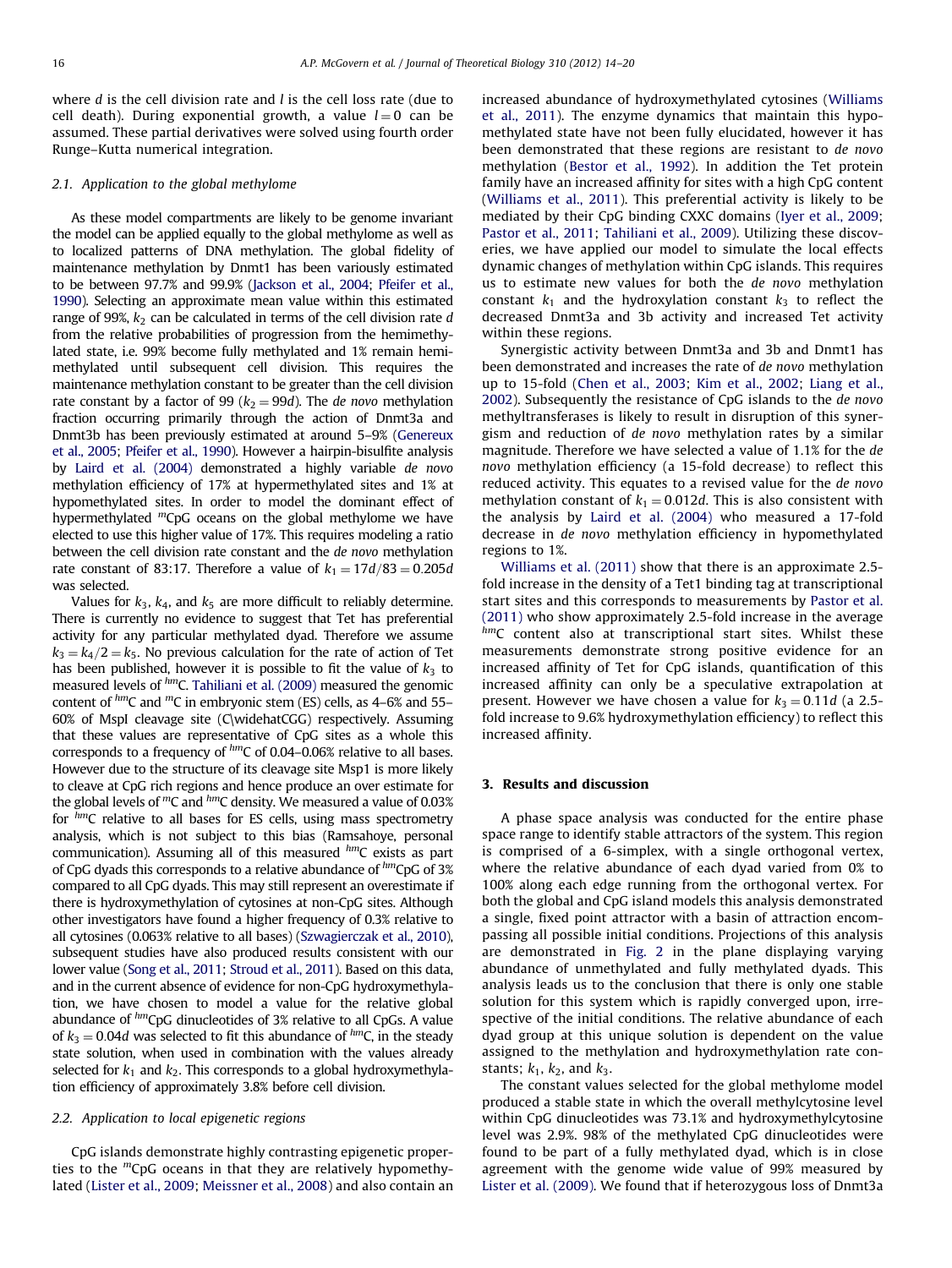where $d$ is the cell division rate and $l$ is the cell loss rate (due to cell death). During exponential growth, a value $l=0$ can be assumed. These partial derivatives were solved using fourth order Runge–Kutta numerical integration.

### 2.1. Application to the global methylome

As these model compartments are likely to be genome invariant the model can be applied equally to the global methylome as well as to localized patterns of DNA methylation. The global fidelity of maintenance methylation by Dnmt1 has been variously estimated to be between 97.7% and 99.9% (Jackson et al., 2004; Pfeifer et al., 1990). Selecting an approximate mean value within this estimated range of 99%, $k_2$ can be calculated in terms of the cell division rate $d$ from the relative probabilities of progression from the hemimethylated state, i.e. 99% become fully methylated and 1% remain hemimethylated until subsequent cell division. This requires the maintenance methylation constant to be greater than the cell division rate constant by a factor of 99 ($k_2 = 99d$). The *de novo* methylation fraction occurring primarily through the action of Dnmt3a and Dnmt3b has been previously estimated at around 5–9% (Genereux et al., 2005; Pfeifer et al., 1990). However a hairpin-bisulfite analysis by Laird et al. (2004) demonstrated a highly variable *de novo* methylation efficiency of 17% at hypermethylated sites and 1% at hypomethylated sites. In order to model the dominant effect of hypermethylated $^{m}$CpG oceans on the global methylome we have elected to use this higher value of 17%. This requires modeling a ratio between the cell division rate constant and the *de novo* methylation rate constant of 83:17. Therefore a value of $k_1 = 17d/83 = 0.205d$ was selected.

Values for $k_3$, $k_4$, and $k_5$ are more difficult to reliably determine. There is currently no evidence to suggest that Tet has preferential activity for any particular methylated dyad. Therefore we assume $k_3 = k_4/2 = k_5$. No previous calculation for the rate of action of Tet has been published, however it is possible to fit the value of $k_3$ to measured levels of $^{hm}$C. Tahiliani et al. (2009) measured the genomic content of $^{hm}$C and $^{m}$C in embryonic stem (ES) cells, as 4–6% and 55–60% of MspI cleavage site (C\widehatCGG) respectively. Assuming that these values are representative of CpG sites as a whole this corresponds to a frequency of $^{hm}$C of 0.04–0.06% relative to all bases. However due to the structure of its cleavage site Msp1 is more likely to cleave at CpG rich regions and hence produce an over estimate for the global levels of $^{m}$C and $^{hm}$C density. We measured a value of 0.03% for $^{hm}$C relative to all bases for ES cells, using mass spectrometry analysis, which is not subject to this bias (Ramsahoye, personal communication). Assuming all of this measured $^{hm}$C exists as part of CpG dyads this corresponds to a relative abundance of $^{hm}$CpG of 3% compared to all CpG dyads. This may still represent an overestimate if there is hydroxymethylation of cytosines at non-CpG sites. Although other investigators have found a higher frequency of 0.3% relative to all cytosines (0.063% relative to all bases) (Szwagierczak et al., 2010), subsequent studies have also produced results consistent with our lower value (Song et al., 2011; Stroud et al., 2011). Based on this data, and in the current absence of evidence for non-CpG hydroxymethylation, we have chosen to model a value for the relative global abundance of $^{hm}$CpG dinucleotides of 3% relative to all CpGs. A value of $k_3 = 0.04d$ was selected to fit this abundance of $^{hm}$C, in the steady state solution, when used in combination with the values already selected for $k_1$ and $k_2$. This corresponds to a global hydroxymethylation efficiency of approximately 3.8% before cell division.

### 2.2. Application to local epigenetic regions

CpG islands demonstrate highly contrasting epigenetic properties to the $^{m}$CpG oceans in that they are relatively hypomethylated (Lister et al., 2009; Meissner et al., 2008) and also contain an increased abundance of hydroxymethylated cytosines (Williams et al., 2011). The enzyme dynamics that maintain this hypomethylated state have not been fully elucidated, however it has been demonstrated that these regions are resistant to *de novo* methylation (Bestor et al., 1992). In addition the Tet protein family have an increased affinity for sites with a high CpG content (Williams et al., 2011). This preferential activity is likely to be mediated by their CpG binding CXXC domains (Iyer et al., 2009; Pastor et al., 2011; Tahiliani et al., 2009). Utilizing these discoveries, we have applied our model to simulate the local effects dynamic changes of methylation within CpG islands. This requires us to estimate new values for both the *de novo* methylation constant $k_1$ and the hydroxylation constant $k_3$ to reflect the decreased Dnmt3a and 3b activity and increased Tet activity within these regions.

Synergistic activity between Dnmt3a and 3b and Dnmt1 has been demonstrated and increases the rate of *de novo* methylation up to 15-fold (Chen et al., 2003; Kim et al., 2002; Liang et al., 2002). Subsequently the resistance of CpG islands to the *de novo* methyltransferases is likely to result in disruption of this synergism and reduction of *de novo* methylation rates by a similar magnitude. Therefore we have selected a value of 1.1% for the *de novo* methylation efficiency (a 15-fold decrease) to reflect this reduced activity. This equates to a revised value for the *de novo* methylation constant of $k_1 = 0.012d$. This is also consistent with the analysis by Laird et al. (2004) who measured a 17-fold decrease in *de novo* methylation efficiency in hypomethylated regions to 1%.

Williams et al. (2011) show that there is an approximate 2.5-fold increase in the density of a Tet1 binding tag at transcriptional start sites and this corresponds to measurements by Pastor et al. (2011) who show approximately 2.5-fold increase in the average $^{hm}$C content also at transcriptional start sites. Whilst these measurements demonstrate strong positive evidence for an increased affinity of Tet for CpG islands, quantification of this increased affinity can only be a speculative extrapolation at present. However we have chosen a value for $k_3 = 0.11d$ (a 2.5-fold increase to 9.6% hydroxymethylation efficiency) to reflect this increased affinity.

## 3. Results and discussion

A phase space analysis was conducted for the entire phase space range to identify stable attractors of the system. This region is comprised of a 6-simplex, with a single orthogonal vertex, where the relative abundance of each dyad varied from 0% to 100% along each edge running from the orthogonal vertex. For both the global and CpG island models this analysis demonstrated a single, fixed point attractor with a basin of attraction encompassing all possible initial conditions. Projections of this analysis are demonstrated in Fig. 2 in the plane displaying varying abundance of unmethylated and fully methylated dyads. This analysis leads us to the conclusion that there is only one stable solution for this system which is rapidly converged upon, irrespective of the initial conditions. The relative abundance of each dyad group at this unique solution is dependent on the value assigned to the methylation and hydroxymethylation rate constants; $k_1$, $k_2$, and $k_3$.

The constant values selected for the global methylome model produced a stable state in which the overall methylcytosine level within CpG dinucleotides was 73.1% and hydroxymethylcytosine level was 2.9%. 98% of the methylated CpG dinucleotides were found to be part of a fully methylated dyad, which is in close agreement with the genome wide value of 99% measured by Lister et al. (2009). We found that if heterozygous loss of Dnmt3a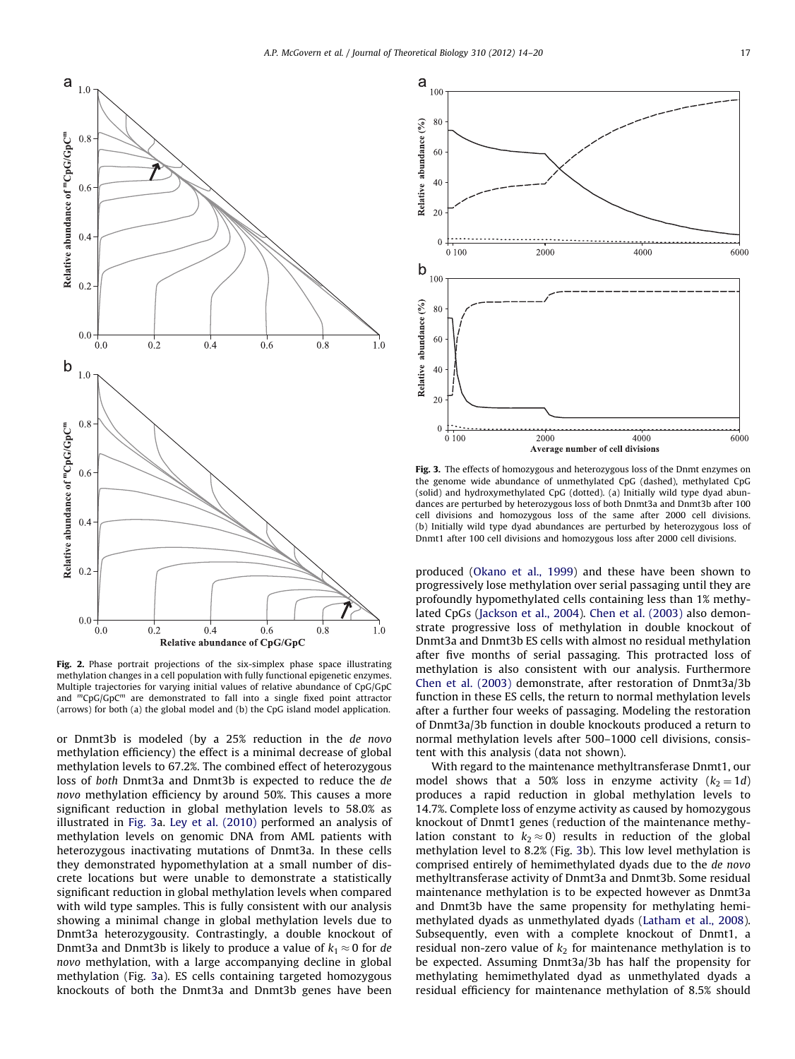Fig. 2. Phase portrait projections of the six-simplex phase space illustrating methylation changes in a cell population with fully functional epigenetic enzymes. Multiple trajectories for varying initial values of relative abundance of CpG/GpC and $^{m}$CpG/GpC$^{m}$ are demonstrated to fall into a single fixed point attractor (arrows) for both (a) the global model and (b) the CpG island model application.

Fig. 3. The effects of homozygous and heterozygous loss of the Dnmt enzymes on the genome wide abundance of unmethylated CpG (dashed), methylated CpG (solid) and hydroxymethylated CpG (dotted). (a) Initially wild type dyad abundances are perturbed by heterozygous loss of both Dnmt3a and Dnmt3b after 100 cell divisions and homozygous loss of the same after 2000 cell divisions. (b) Initially wild type dyad abundances are perturbed by heterozygous loss of Dnmt1 after 100 cell divisions and homozygous loss after 2000 cell divisions.

or Dnmt3b is modeled (by a 25% reduction in the *de novo* methylation efficiency) the effect is a minimal decrease of global methylation levels to 67.2%. The combined effect of heterozygous loss of *both* Dnmt3a and Dnmt3b is expected to reduce the *de novo* methylation efficiency by around 50%. This causes a more significant reduction in global methylation levels to 58.0% as illustrated in Fig. 3a. Ley et al. (2010) performed an analysis of methylation levels on genomic DNA from AML patients with heterozygous inactivating mutations of Dnmt3a. In these cells they demonstrated hypomethylation at a small number of discrete locations but were unable to demonstrate a statistically significant reduction in global methylation levels when compared with wild type samples. This is fully consistent with our analysis showing a minimal change in global methylation levels due to Dnmt3a heterozygousity. Contrastingly, a double knockout of Dnmt3a and Dnmt3b is likely to produce a value of $k_1 \approx 0$ for *de novo* methylation, with a large accompanying decline in global methylation (Fig. 3a). ES cells containing targeted homozygous knockouts of both the Dnmt3a and Dnmt3b genes have been produced (Okano et al., 1999) and these have been shown to progressively lose methylation over serial passaging until they are profoundly hypomethylated cells containing less than 1% methylated CpGs (Jackson et al., 2004). Chen et al. (2003) also demonstrate progressive loss of methylation in double knockout of Dnmt3a and Dnmt3b ES cells with almost no residual methylation after five months of serial passaging. This protracted loss of methylation is also consistent with our analysis. Furthermore Chen et al. (2003) demonstrate, after restoration of Dnmt3a/3b function in these ES cells, the return to normal methylation levels after a further four weeks of passaging. Modeling the restoration of Dnmt3a/3b function in double knockouts produced a return to normal methylation levels after 500–1000 cell divisions, consistent with this analysis (data not shown).

With regard to the maintenance methyltransferase Dnmt1, our model shows that a 50% loss in enzyme activity ($k_2 = 1d$) produces a rapid reduction in global methylation levels to 14.7%. Complete loss of enzyme activity as caused by homozygous knockout of Dnmt1 genes (reduction of the maintenance methylation constant to $k_2 \approx 0$) results in reduction of the global methylation level to 8.2% (Fig. 3b). This low level methylation is comprised entirely of hemimethylated dyads due to the *de novo* methyltransferase activity of Dnmt3a and Dnmt3b. Some residual maintenance methylation is to be expected however as Dnmt3a and Dnmt3b have the same propensity for methylating hemimethylated dyads as unmethylated dyads (Latham et al., 2008). Subsequently, even with a complete knockout of Dnmt1, a residual non-zero value of $k_2$ for maintenance methylation is to be expected. Assuming Dnmt3a/3b has half the propensity for methylating hemimethylated dyad as unmethylated dyads a residual efficiency for maintenance methylation of 8.5% should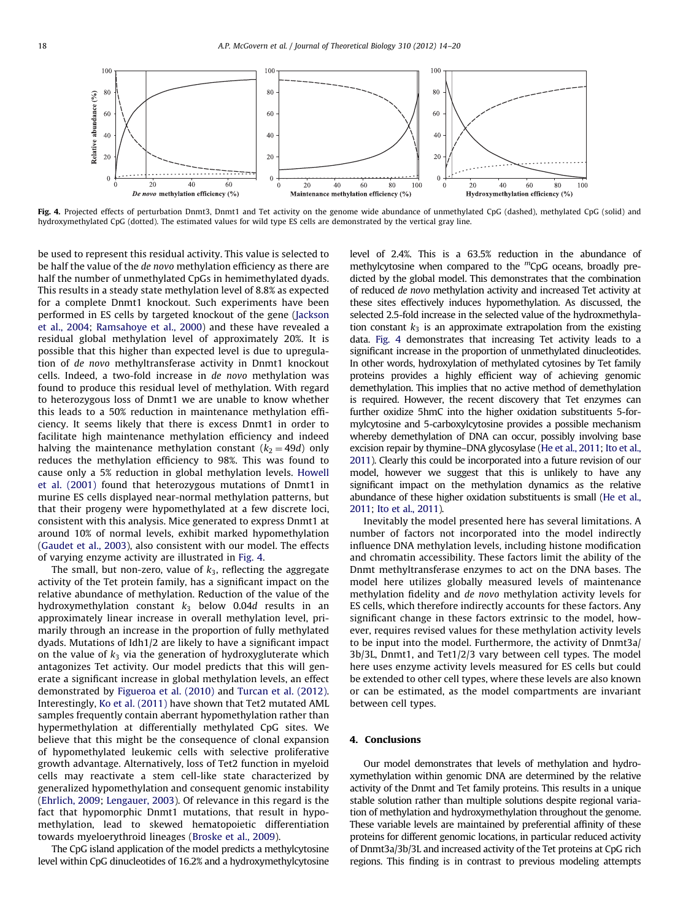Fig. 4. Projected effects of perturbation Dnmt3, Dnmt1 and Tet activity on the genome wide abundance of unmethylated CpG (dashed), methylated CpG (solid) and hydroxymethylated CpG (dotted). The estimated values for wild type ES cells are demonstrated by the vertical gray line.

be used to represent this residual activity. This value is selected to be half the value of the *de novo* methylation efficiency as there are half the number of unmethylated CpGs in hemimethylated dyads. This results in a steady state methylation level of 8.8% as expected for a complete Dnmt1 knockout. Such experiments have been performed in ES cells by targeted knockout of the gene (Jackson et al., 2004; Ramsahoye et al., 2000) and these have revealed a residual global methylation level of approximately 20%. It is possible that this higher than expected level is due to upregulation of *de novo* methyltransferase activity in Dnmt1 knockout cells. Indeed, a two-fold increase in *de novo* methylation was found to produce this residual level of methylation. With regard to heterozygous loss of Dnmt1 we are unable to know whether this leads to a 50% reduction in maintenance methylation efficiency. It seems likely that there is excess Dnmt1 in order to facilitate high maintenance methylation efficiency and indeed halving the maintenance methylation constant ($k_2 = 49d$) only reduces the methylation efficiency to 98%. This was found to cause only a 5% reduction in global methylation levels. Howell et al. (2001) found that heterozygous mutations of Dnmt1 in murine ES cells displayed near-normal methylation patterns, but that their progeny were hypomethylated at a few discrete loci, consistent with this analysis. Mice generated to express Dnmt1 at around 10% of normal levels, exhibit marked hypomethylation (Gaudet et al., 2003), also consistent with our model. The effects of varying enzyme activity are illustrated in Fig. 4.

The small, but non-zero, value of $k_3$, reflecting the aggregate activity of the Tet protein family, has a significant impact on the relative abundance of methylation. Reduction of the value of the hydroxymethylation constant $k_3$ below $0.04d$ results in an approximately linear increase in overall methylation level, primarily through an increase in the proportion of fully methylated dyads. Mutations of Idh1/2 are likely to have a significant impact on the value of $k_3$ via the generation of hydroxygluterate which antagonizes Tet activity. Our model predicts that this will generate a significant increase in global methylation levels, an effect demonstrated by Figueroa et al. (2010) and Turcan et al. (2012). Interestingly, Ko et al. (2011) have shown that Tet2 mutated AML samples frequently contain aberrant hypomethylation rather than hypermethylation at differentially methylated CpG sites. We believe that this might be the consequence of clonal expansion of hypomethylated leukemic cells with selective proliferative growth advantage. Alternatively, loss of Tet2 function in myeloid cells may reactivate a stem cell-like state characterized by generalized hypomethylation and consequent genomic instability (Ehrlich, 2009; Lengauer, 2003). Of relevance in this regard is the fact that hypomorphic Dnmt1 mutations, that result in hypomethylation, lead to skewed hematopoietic differentiation towards myeloerythroid lineages (Broske et al., 2009).

The CpG island application of the model predicts a methylcytosine level within CpG dinucleotides of 16.2% and a hydroxymethylcytosine level of 2.4%. This is a 63.5% reduction in the abundance of methylcytosine when compared to the $^{m}$CpG oceans, broadly predicted by the global model. This demonstrates that the combination of reduced *de novo* methylation activity and increased Tet activity at these sites effectively induces hypomethylation. As discussed, the selected 2.5-fold increase in the selected value of the hydroxymethylation constant $k_3$ is an approximate extrapolation from the existing data. Fig. 4 demonstrates that increasing Tet activity leads to a significant increase in the proportion of unmethylated dinucleotides. In other words, hydroxylation of methylated cytosines by Tet family proteins provides a highly efficient way of achieving genomic demethylation. This implies that no active method of demethylation is required. However, the recent discovery that Tet enzymes can further oxidize 5hmC into the higher oxidation substituents 5-formylcytosine and 5-carboxylcytosine provides a possible mechanism whereby demethylation of DNA can occur, possibly involving base excision repair by thymine–DNA glycosylase (He et al., 2011; Ito et al., 2011). Clearly this could be incorporated into a future revision of our model, however we suggest that this is unlikely to have any significant impact on the methylation dynamics as the relative abundance of these higher oxidation substituents is small (He et al., 2011; Ito et al., 2011).

Inevitably the model presented here has several limitations. A number of factors not incorporated into the model indirectly influence DNA methylation levels, including histone modification and chromatin accessibility. These factors limit the ability of the Dnmt methyltransferase enzymes to act on the DNA bases. The model here utilizes globally measured levels of maintenance methylation fidelity and *de novo* methylation activity levels for ES cells, which therefore indirectly accounts for these factors. Any significant change in these factors extrinsic to the model, however, requires revised values for these methylation activity levels to be input into the model. Furthermore, the activity of Dnmt3a/3b/3L, Dnmt1, and Tet1/2/3 vary between cell types. The model here uses enzyme activity levels measured for ES cells but could be extended to other cell types, where these levels are also known or can be estimated, as the model compartments are invariant between cell types.

## 4. Conclusions

Our model demonstrates that levels of methylation and hydroxymethylation within genomic DNA are determined by the relative activity of the Dnmt and Tet family proteins. This results in a unique stable solution rather than multiple solutions despite regional variation of methylation and hydroxymethylation throughout the genome. These variable levels are maintained by preferential affinity of these proteins for different genomic locations, in particular reduced activity of Dnmt3a/3b/3L and increased activity of the Tet proteins at CpG rich regions. This finding is in contrast to previous modeling attempts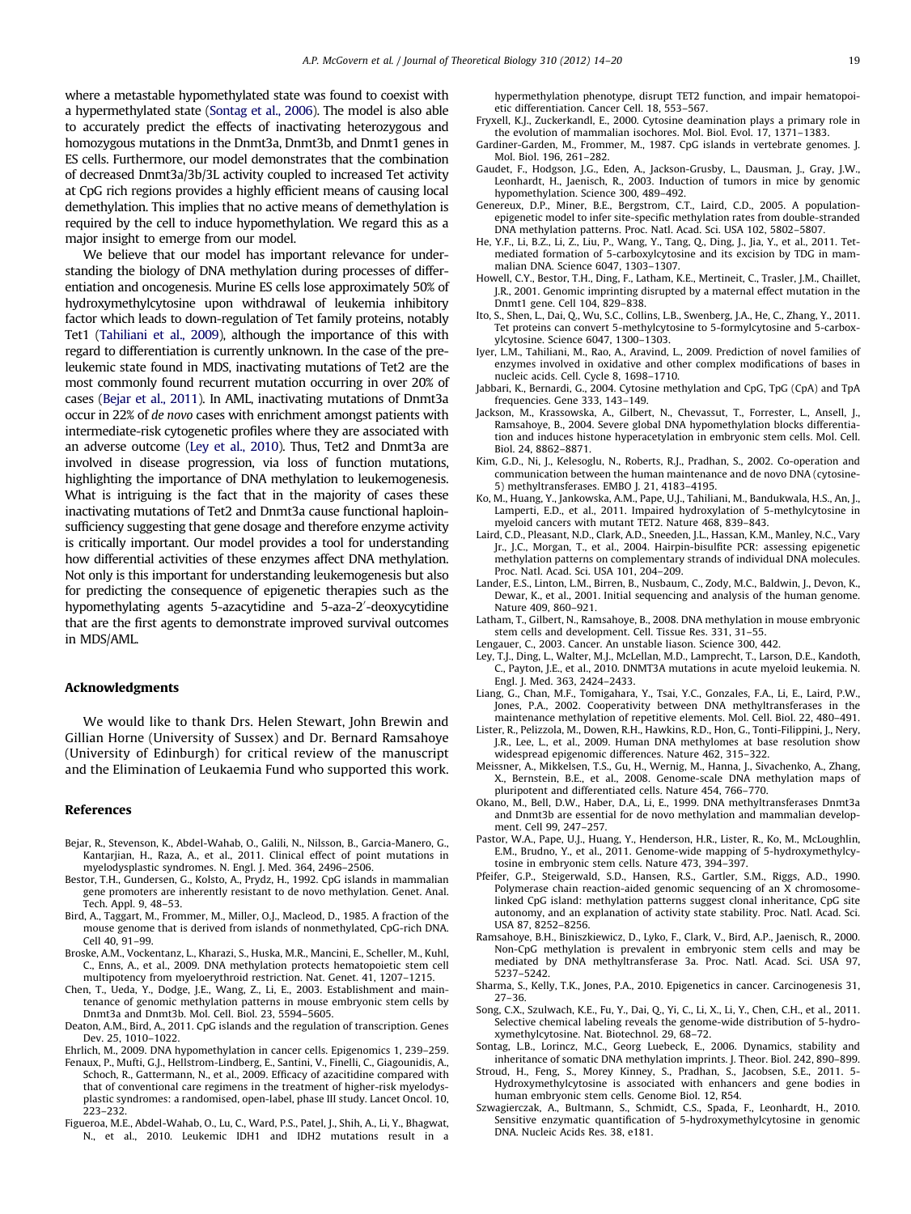where a metastable hypomethylated state was found to coexist with a hypermethylated state (Sontag et al., 2006). The model is also able to accurately predict the effects of inactivating heterozygous and homozygous mutations in the Dnmt3a, Dnmt3b, and Dnmt1 genes in ES cells. Furthermore, our model demonstrates that the combination of decreased Dnmt3a/3b/3L activity coupled to increased Tet activity at CpG rich regions provides a highly efficient means of causing local demethylation. This implies that no active means of demethylation is required by the cell to induce hypomethylation. We regard this as a major insight to emerge from our model.

We believe that our model has important relevance for understanding the biology of DNA methylation during processes of differentiation and oncogenesis. Murine ES cells lose approximately 50% of hydroxymethylcytosine upon withdrawal of leukemia inhibitory factor which leads to down-regulation of Tet family proteins, notably Tet1 (Tahiliani et al., 2009), although the importance of this with regard to differentiation is currently unknown. In the case of the preleukemic state found in MDS, inactivating mutations of Tet2 are the most commonly found recurrent mutation occurring in over 20% of cases (Bejar et al., 2011). In AML, inactivating mutations of Dnmt3a occur in 22% of *de novo* cases with enrichment amongst patients with intermediate-risk cytogenetic profiles where they are associated with an adverse outcome (Ley et al., 2010). Thus, Tet2 and Dnmt3a are involved in disease progression, via loss of function mutations, highlighting the importance of DNA methylation to leukemogenesis. What is intriguing is the fact that in the majority of cases these inactivating mutations of Tet2 and Dnmt3a cause functional haploinsufficiency suggesting that gene dosage and therefore enzyme activity is critically important. Our model provides a tool for understanding how differential activities of these enzymes affect DNA methylation. Not only is this important for understanding leukemogenesis but also for predicting the consequence of epigenetic therapies such as the hypomethylating agents 5-azacytidine and 5-aza-2′-deoxycytidine that are the first agents to demonstrate improved survival outcomes in MDS/AML.

## Acknowledgments

We would like to thank Drs. Helen Stewart, John Brewin and Gillian Horne (University of Sussex) and Dr. Bernard Ramsahoye (University of Edinburgh) for critical review of the manuscript and the Elimination of Leukaemia Fund who supported this work.

## References

Bejar, R., Stevenson, K., Abdel-Wahab, O., Galili, N., Nilsson, B., Garcia-Manero, G., Kantarjian, H., Raza, A., et al., 2011. Clinical effect of point mutations in myelodysplastic syndromes. N. Engl. J. Med. 364, 2496–2506.

Bestor, T.H., Gundersen, G., Kolsto, A., Prydz, H., 1992. CpG islands in mammalian gene promoters are inherently resistant to de novo methylation. Genet. Anal. Tech. Appl. 9, 48–53.

Bird, A., Taggart, M., Frommer, M., Miller, O.J., Macleod, D., 1985. A fraction of the mouse genome that is derived from islands of nonmethylated, CpG-rich DNA. Cell 40, 91–99.

Broske, A.M., Vockentanz, L., Kharazi, S., Huska, M.R., Mancini, E., Scheller, M., Kuhl, C., Enns, A., et al., 2009. DNA methylation protects hematopoietic stem cell multipotency from myeloerythroid restriction. Nat. Genet. 41, 1207–1215.

Chen, T., Ueda, Y., Dodge, J.E., Wang, Z., Li, E., 2003. Establishment and maintenance of genomic methylation patterns in mouse embryonic stem cells by Dnmt3a and Dnmt3b. Mol. Cell. Biol. 23, 5594–5605.

Deaton, A.M., Bird, A., 2011. CpG islands and the regulation of transcription. Genes Dev. 25, 1010–1022.

Ehrlich, M., 2009. DNA hypomethylation in cancer cells. Epigenomics 1, 239–259.

Fenaux, P., Mufti, G.J., Hellstrom-Lindberg, E., Santini, V., Finelli, C., Giagounidis, A., Schoch, R., Gattermann, N., et al., 2009. Efficacy of azacitidine compared with that of conventional care regimens in the treatment of higher-risk myelodysplastic syndromes: a randomised, open-label, phase III study. Lancet Oncol. 10, 223–232.

Figueroa, M.E., Abdel-Wahab, O., Lu, C., Ward, P.S., Patel, J., Shih, A., Li, Y., Bhagwat, N., et al., 2010. Leukemic IDH1 and IDH2 mutations result in a hypermethylation phenotype, disrupt TET2 function, and impair hematopoietic differentiation. Cancer Cell. 18, 553–567.

Fryxell, K.J., Zuckerkandl, E., 2000. Cytosine deamination plays a primary role in the evolution of mammalian isochores. Mol. Biol. Evol. 17, 1371–1383.

Gardiner-Garden, M., Frommer, M., 1987. CpG islands in vertebrate genomes. J. Mol. Biol. 196, 261–282.

Gaudet, F., Hodgson, J.G., Eden, A., Jackson-Grusby, L., Dausman, J., Gray, J.W., Leonhardt, H., Jaenisch, R., 2003. Induction of tumors in mice by genomic hypomethylation. Science 300, 489–492.

Genereux, D.P., Miner, B.E., Bergstrom, C.T., Laird, C.D., 2005. A population-epigenetic model to infer site-specific methylation rates from double-stranded DNA methylation patterns. Proc. Natl. Acad. Sci. USA 102, 5802–5807.

He, Y.F., Li, B.Z., Li, Z., Liu, P., Wang, Y., Tang, Q., Ding, J., Jia, Y., et al., 2011. Tet-mediated formation of 5-carboxylcytosine and its excision by TDG in mammalian DNA. Science 6047, 1303–1307.

Howell, C.Y., Bestor, T.H., Ding, F., Latham, K.E., Mertineit, C., Trasler, J.M., Chaillet, J.R., 2001. Genomic imprinting disrupted by a maternal effect mutation in the Dnmt1 gene. Cell 104, 829–838.

Ito, S., Shen, L., Dai, Q., Wu, S.C., Collins, L.B., Swenberg, J.A., He, C., Zhang, Y., 2011. Tet proteins can convert 5-methylcytosine to 5-formylcytosine and 5-carboxylcytosine. Science 6047, 1300–1303.

Iyer, L.M., Tahiliani, M., Rao, A., Aravind, L., 2009. Prediction of novel families of enzymes involved in oxidative and other complex modifications of bases in nucleic acids. Cell. Cycle 8, 1698–1710.

Jabbari, K., Bernardi, G., 2004. Cytosine methylation and CpG, TpG (CpA) and TpA frequencies. Gene 333, 143–149.

Jackson, M., Krassowska, A., Gilbert, N., Chevassut, T., Forrester, L., Ansell, J., Ramsahoye, B., 2004. Severe global DNA hypomethylation blocks differentiation and induces histone hyperacetylation in embryonic stem cells. Mol. Cell. Biol. 24, 8862–8871.

Kim, G.D., Ni, J., Kelesoglu, N., Roberts, R.J., Pradhan, S., 2002. Co-operation and communication between the human maintenance and de novo DNA (cytosine-5) methyltransferases. EMBO J. 21, 4183–4195.

Ko, M., Huang, Y., Jankowska, A.M., Pape, U.J., Tahiliani, M., Bandukwala, H.S., An, J., Lamperti, E.D., et al., 2011. Impaired hydroxylation of 5-methylcytosine in myeloid cancers with mutant TET2. Nature 468, 839–843.

Laird, C.D., Pleasant, N.D., Clark, A.D., Sneeden, J.L., Hassan, K.M., Manley, N.C., Vary Jr., J.C., Morgan, T., et al., 2004. Hairpin-bisulfite PCR: assessing epigenetic methylation patterns on complementary strands of individual DNA molecules. Proc. Natl. Acad. Sci. USA 101, 204–209.

Lander, E.S., Linton, L.M., Birren, B., Nusbaum, C., Zody, M.C., Baldwin, J., Devon, K., Dewar, K., et al., 2001. Initial sequencing and analysis of the human genome. Nature 409, 860–921.

Latham, T., Gilbert, N., Ramsahoye, B., 2008. DNA methylation in mouse embryonic stem cells and development. Cell. Tissue Res. 331, 31–55.

Lengauer, C., 2003. Cancer. An unstable liason. Science 300, 442.

Ley, T.J., Ding, L., Walter, M.J., McLellan, M.D., Lamprecht, T., Larson, D.E., Kandoth, C., Payton, J.E., et al., 2010. DNMT3A mutations in acute myeloid leukemia. N. Engl. J. Med. 363, 2424–2433.

Liang, G., Chan, M.F., Tomigahara, Y., Tsai, Y.C., Gonzales, F.A., Li, E., Laird, P.W., Jones, P.A., 2002. Cooperativity between DNA methyltransferases in the maintenance methylation of repetitive elements. Mol. Cell. Biol. 22, 480–491.

Lister, R., Pelizzola, M., Dowen, R.H., Hawkins, R.D., Hon, G., Tonti-Filippini, J., Nery, J.R., Lee, L., et al., 2009. Human DNA methylomes at base resolution show widespread epigenomic differences. Nature 462, 315–322.

Meissner, A., Mikkelsen, T.S., Gu, H., Wernig, M., Hanna, J., Sivachenko, A., Zhang, X., Bernstein, B.E., et al., 2008. Genome-scale DNA methylation maps of pluripotent and differentiated cells. Nature 454, 766–770.

Okano, M., Bell, D.W., Haber, D.A., Li, E., 1999. DNA methyltransferases Dnmt3a and Dnmt3b are essential for de novo methylation and mammalian development. Cell 99, 247–257.

Pastor, W.A., Pape, U.J., Huang, Y., Henderson, H.R., Lister, R., Ko, M., McLoughlin, E.M., Brudno, Y., et al., 2011. Genome-wide mapping of 5-hydroxymethylcytosine in embryonic stem cells. Nature 473, 394–397.

Pfeifer, G.P., Steigerwald, S.D., Hansen, R.S., Gartler, S.M., Riggs, A.D., 1990. Polymerase chain reaction-aided genomic sequencing of an X chromosome-linked CpG island: methylation patterns suggest clonal inheritance, CpG site autonomy, and an explanation of activity state stability. Proc. Natl. Acad. Sci. USA 87, 8252–8256.

Ramsahoye, B.H., Biniszkiewicz, D., Lyko, F., Clark, V., Bird, A.P., Jaenisch, R., 2000. Non-CpG methylation is prevalent in embryonic stem cells and may be mediated by DNA methyltransferase 3a. Proc. Natl. Acad. Sci. USA 97, 5237–5242.

Sharma, S., Kelly, T.K., Jones, P.A., 2010. Epigenetics in cancer. Carcinogenesis 31, 27–36.

Song, C.X., Szulwach, K.E., Fu, Y., Dai, Q., Yi, C., Li, X., Li, Y., Chen, C.H., et al., 2011. Selective chemical labeling reveals the genome-wide distribution of 5-hydroxymethylcytosine. Nat. Biotechnol. 29, 68–72.

Sontag, L.B., Lorincz, M.C., Georg Luebeck, E., 2006. Dynamics, stability and inheritance of somatic DNA methylation imprints. J. Theor. Biol. 242, 890–899.

Stroud, H., Feng, S., Morey Kinney, S., Pradhan, S., Jacobsen, S.E., 2011. 5-Hydroxymethylcytosine is associated with enhancers and gene bodies in human embryonic stem cells. Genome Biol. 12, R54.

Szwagierczak, A., Bultmann, S., Schmidt, C.S., Spada, F., Leonhardt, H., 2010. Sensitive enzymatic quantification of 5-hydroxymethylcytosine in genomic DNA. Nucleic Acids Res. 38, e181.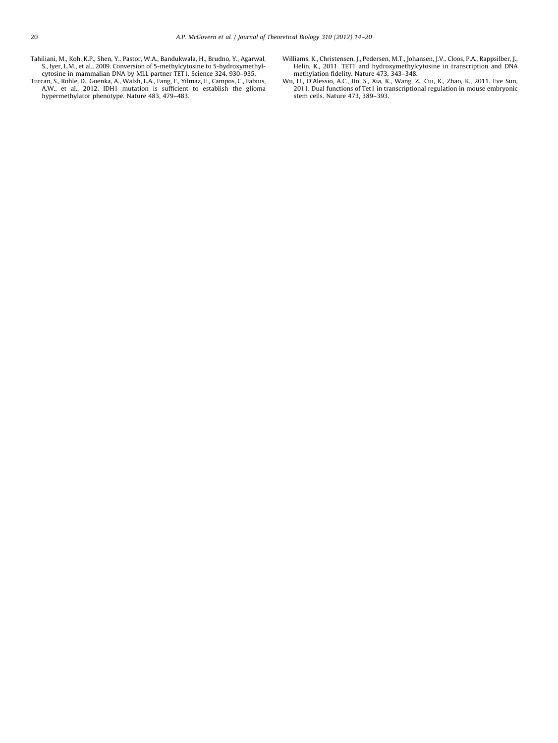Tahiliani, M., Koh, K.P., Shen, Y., Pastor, W.A., Bandukwala, H., Brudno, Y., Agarwal, S., Iyer, L.M., et al., 2009. Conversion of 5-methylcytosine to 5-hydroxymethylcytosine in mammalian DNA by MLL partner TET1. Science 324, 930–935.

Turcan, S., Rohle, D., Goenka, A., Walsh, L.A., Fang, F., Yilmaz, E., Campos, C., Fabius, A.W., et al., 2012. IDH1 mutation is sufficient to establish the glioma hypermethylator phenotype. Nature 483, 479–483.

Williams, K., Christensen, J., Pedersen, M.T., Johansen, J.V., Cloos, P.A., Rappsilber, J., Helin, K., 2011. TET1 and hydroxymethylcytosine in transcription and DNA methylation fidelity. Nature 473, 343–348.

Wu, H., D'Alessio, A.C., Ito, S., Xia, K., Wang, Z., Cui, K., Zhao, K., 2011. Eve Sun, 2011. Dual functions of Tet1 in transcriptional regulation in mouse embryonic stem cells. Nature 473, 389–393.